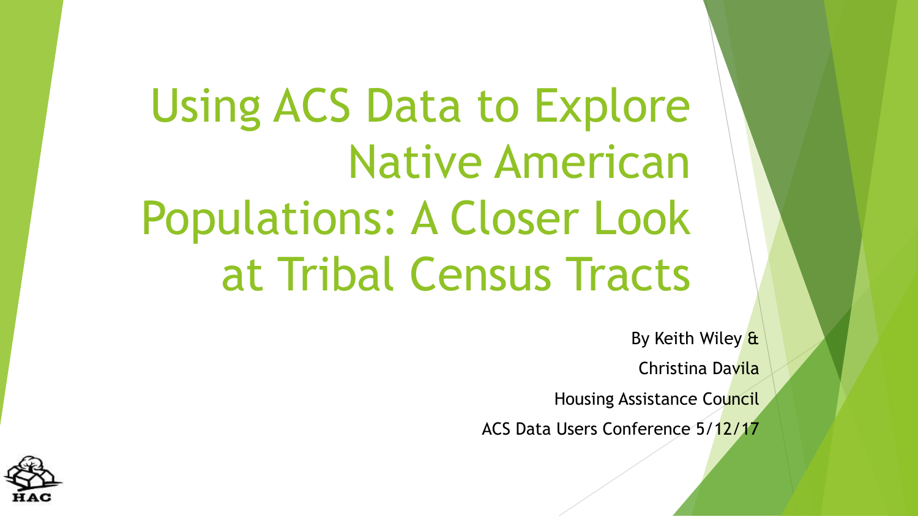# Using ACS Data to Explore Native American Populations: A Closer Look at Tribal Census Tracts

By Keith Wiley &

Christina Davila

Housing Assistance Council

ACS Data Users Conference 5/12/17

HAC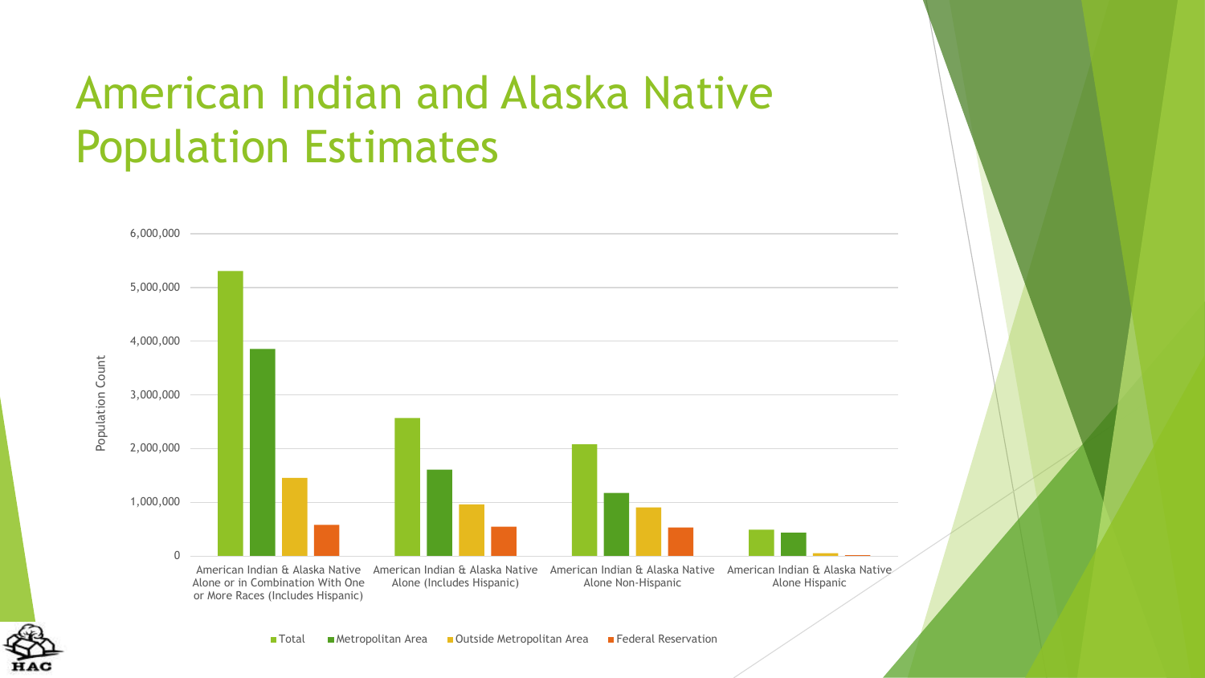# American Indian and Alaska Native Population Estimates

6,000,000

5,000,000

4,000,000

3,000,000

2,000,000

1,000,000

0

Population Count

American Indian & Alaska Native Alone or in Combination With One or More Races (Includes Hispanic)

American Indian & Alaska Native Alone (Includes Hispanic)

American Indian & Alaska Native Alone Non-Hispanic

American Indian & Alaska Native Alone Hispanic

■ Total ■ Metropolitan Area ■ Outside Metropolitan Area ■ Federal Reservation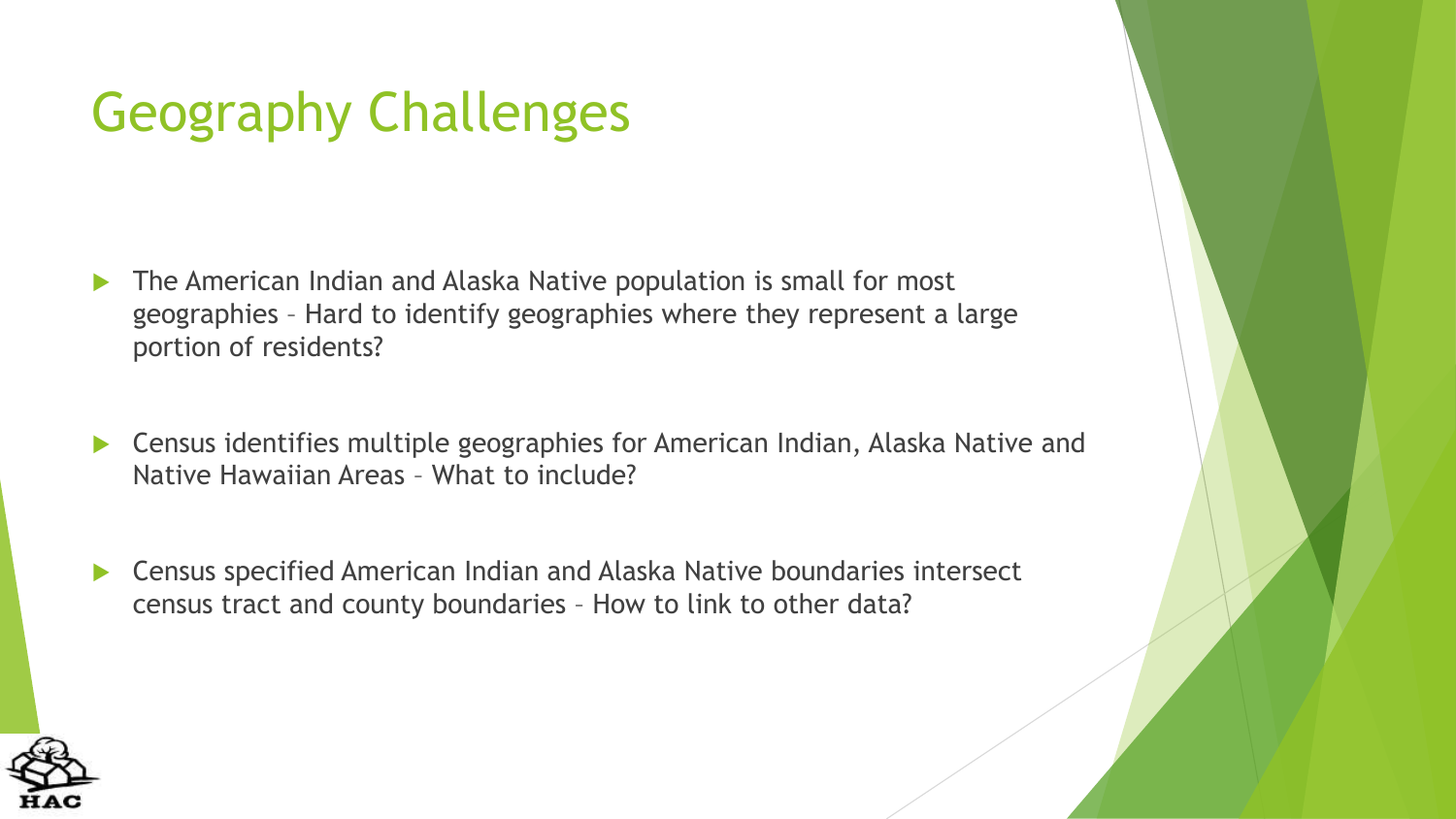# Geography Challenges

- The American Indian and Alaska Native population is small for most geographies – Hard to identify geographies where they represent a large portion of residents?
- Census identifies multiple geographies for American Indian, Alaska Native and Native Hawaiian Areas – What to include?
- Census specified American Indian and Alaska Native boundaries intersect census tract and county boundaries – How to link to other data?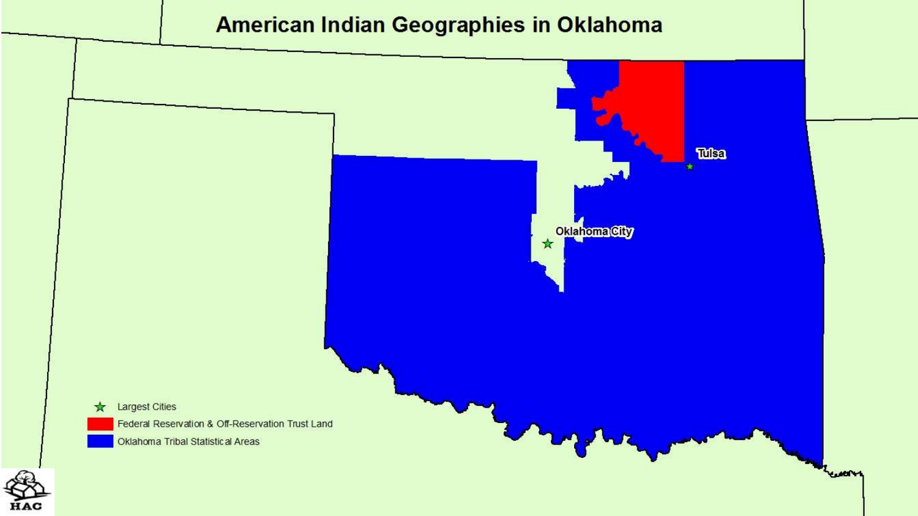# American Indian Geographies in Oklahoma

Tulsa

Oklahoma City

- ★ Largest Cities
- Federal Reservation & Off-Reservation Trust Land
- Oklahoma Tribal Statistical Areas

HAC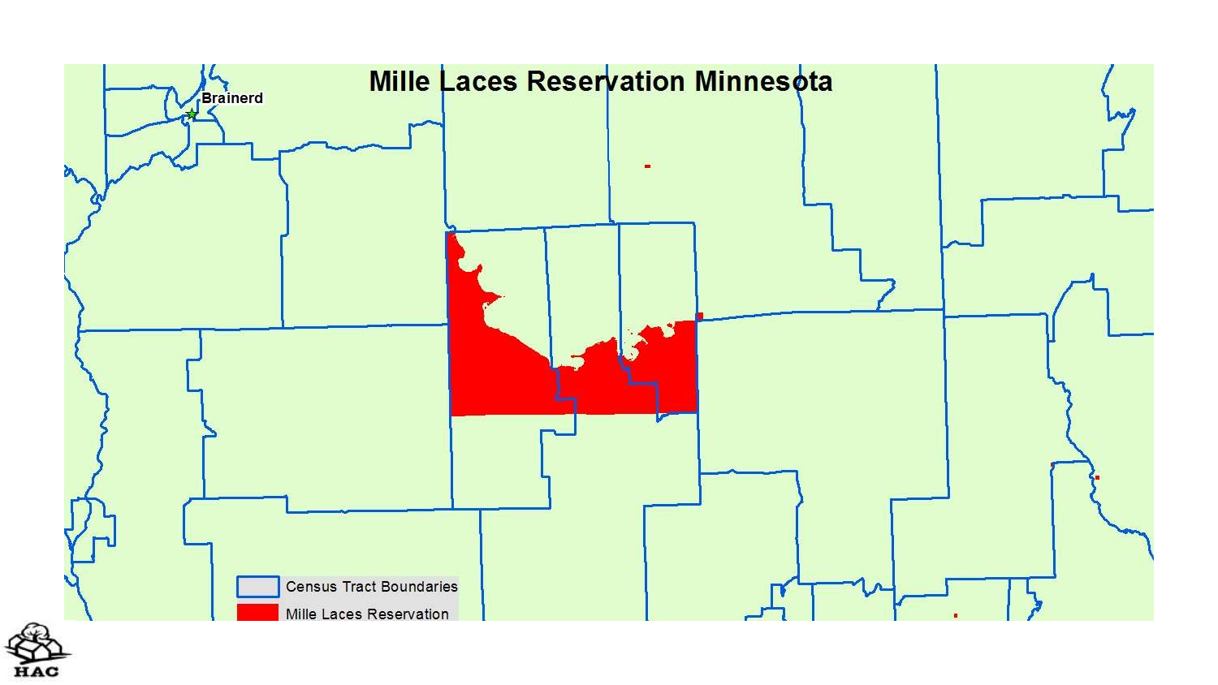# Mille Laces Reservation Minnesota

Brainerd

Census Tract Boundaries

Mille Laces Reservation

HAC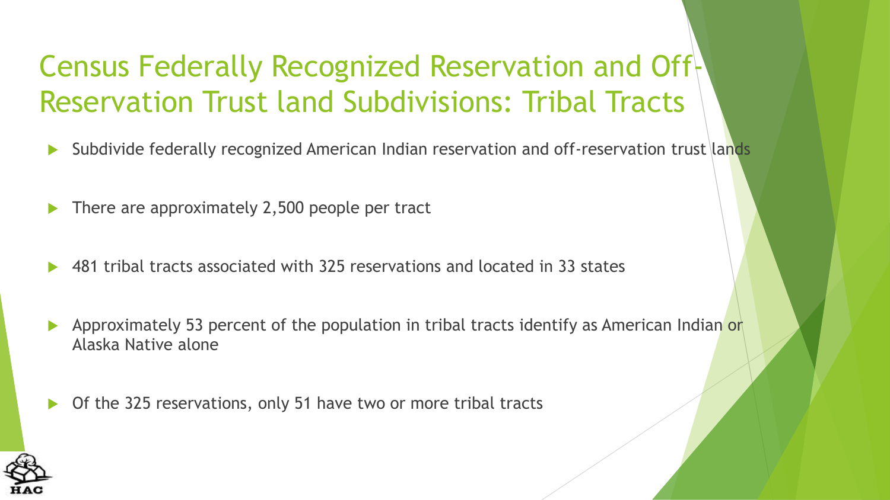# Census Federally Recognized Reservation and Off-Reservation Trust land Subdivisions: Tribal Tracts

- Subdivide federally recognized American Indian reservation and off-reservation trust lands
- There are approximately 2,500 people per tract
- 481 tribal tracts associated with 325 reservations and located in 33 states
- Approximately 53 percent of the population in tribal tracts identify as American Indian or Alaska Native alone
- Of the 325 reservations, only 51 have two or more tribal tracts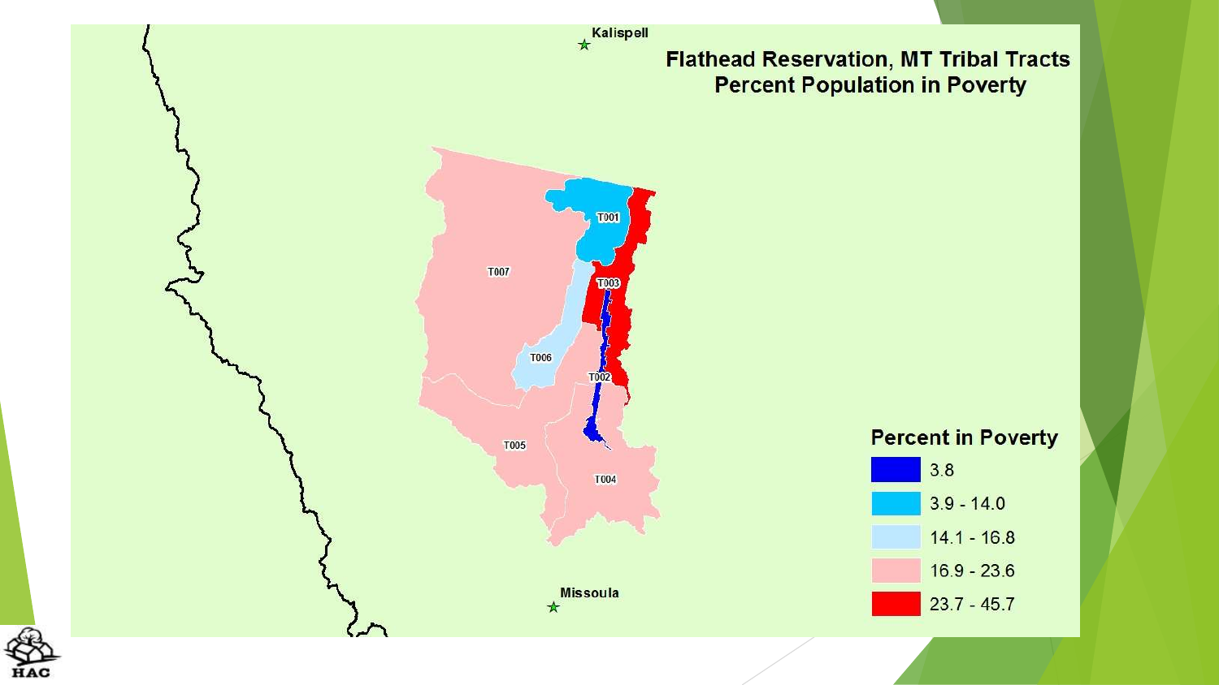# Flathead Reservation, MT Tribal Tracts Percent Population in Poverty

Kalispell

T001

T007

T003

T006

T002

T005

T004

Missoula

## Percent in Poverty

- 3.8
- 3.9 - 14.0
- 14.1 - 16.8
- 16.9 - 23.6
- 23.7 - 45.7

HAC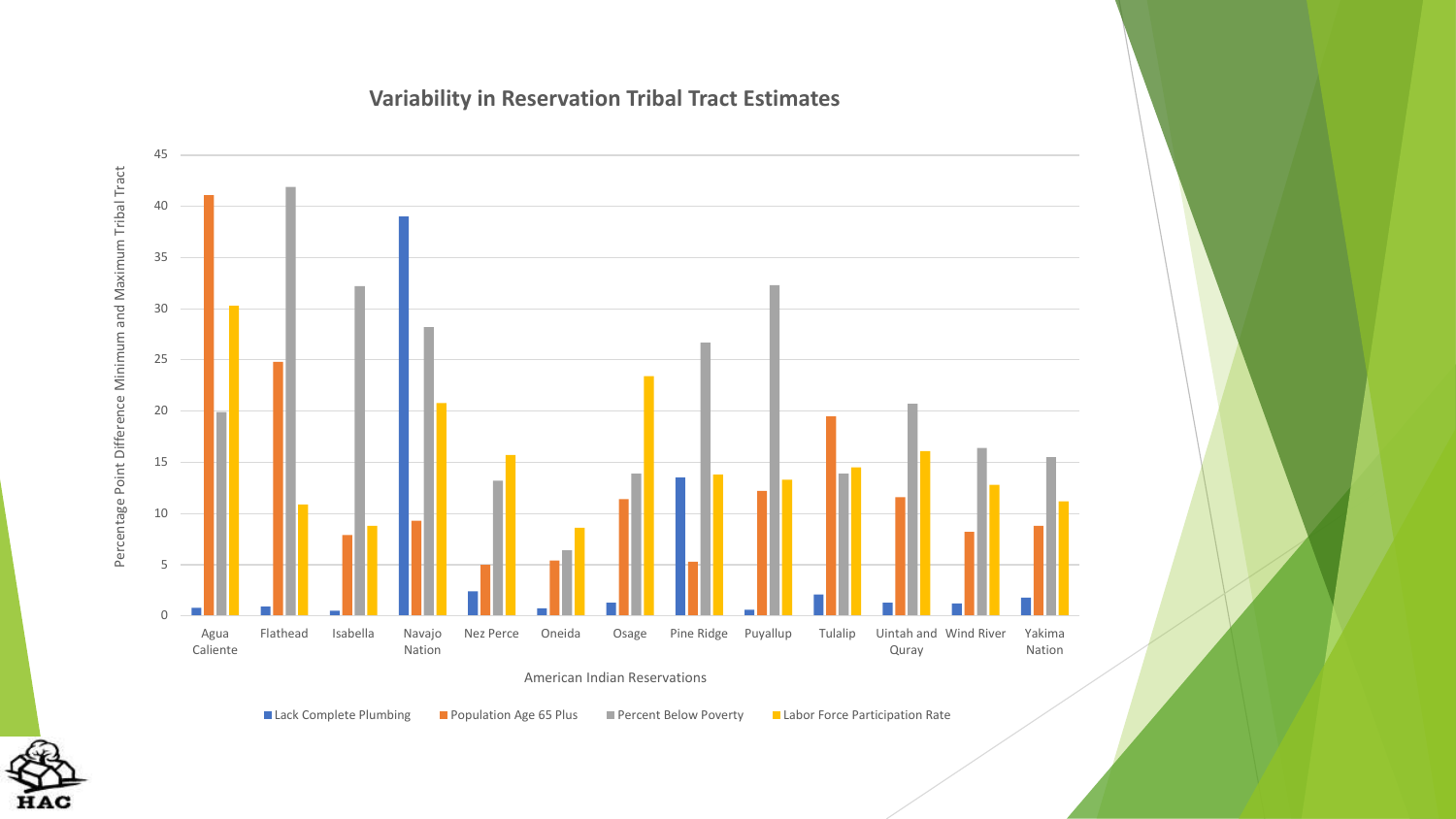# Variability in Reservation Tribal Tract Estimates

Percentage Point Difference Minimum and Maximum Tribal Tract

American Indian Reservations

| American Indian Reservations | Lack Complete Plumbing | Population Age 65 Plus | Percent Below Poverty | Labor Force Participation Rate |
|---|---|---|---|---|
| Agua Caliente | 0.8 | 41.1 | 19.9 | 30.3 |
| Flathead | 0.9 | 24.8 | 41.9 | 10.9 |
| Isabella | 0.5 | 7.9 | 32.2 | 8.8 |
| Navajo Nation | 39.0 | 9.3 | 28.2 | 20.8 |
| Nez Perce | 2.4 | 5.0 | 13.2 | 15.7 |
| Oneida | 0.7 | 5.4 | 6.4 | 8.6 |
| Osage | 1.3 | 11.4 | 13.9 | 23.4 |
| Pine Ridge | 13.5 | 5.3 | 26.7 | 13.8 |
| Puyallup | 0.6 | 12.2 | 32.3 | 13.3 |
| Tulalip | 2.1 | 19.5 | 13.9 | 14.5 |
| Uintah and Quray | 1.3 | 11.6 | 20.7 | 16.1 |
| Wind River | 1.2 | 8.2 | 16.4 | 12.8 |
| Yakima Nation | 1.8 | 8.8 | 15.5 | 11.2 |

HAC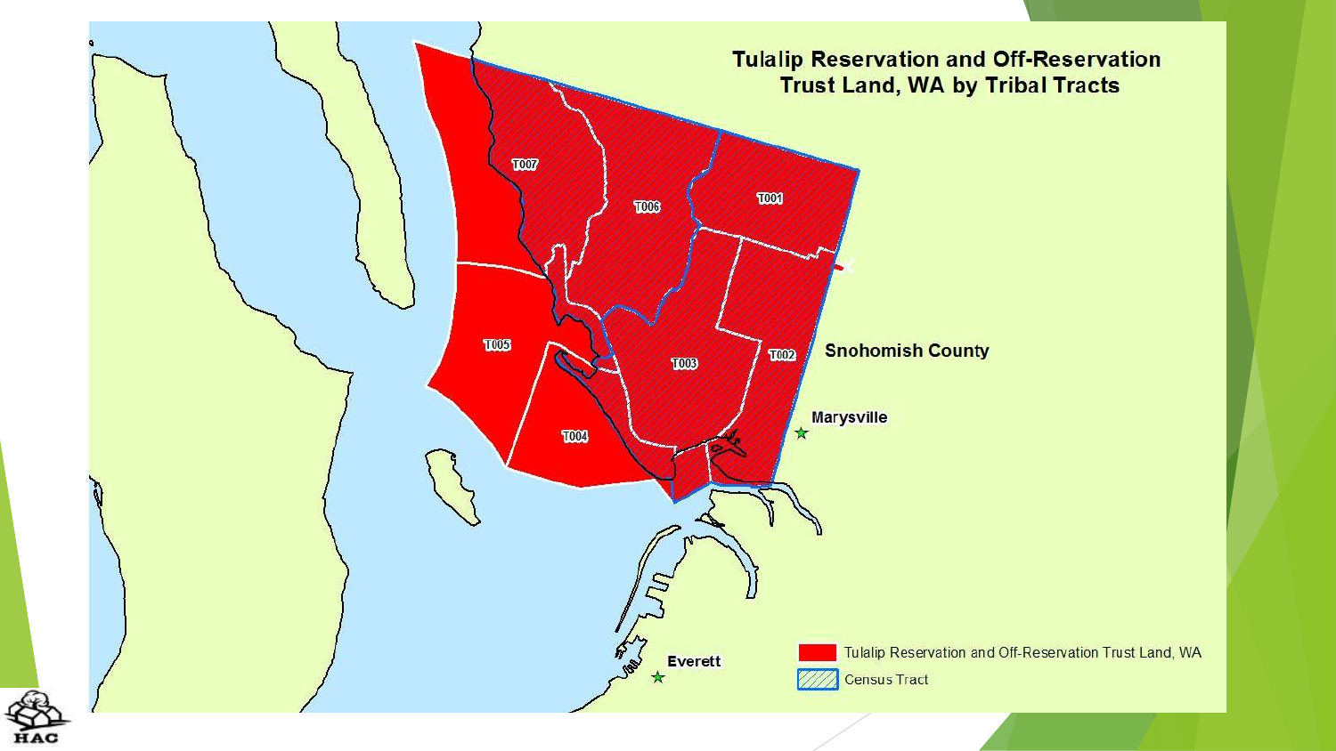# Tulalip Reservation and Off-Reservation Trust Land, WA by Tribal Tracts

T007

T006

T001

T005

T003

T002

T004

Snohomish County

Marysville

Everett

Tulalip Reservation and Off-Reservation Trust Land, WA

Census Tract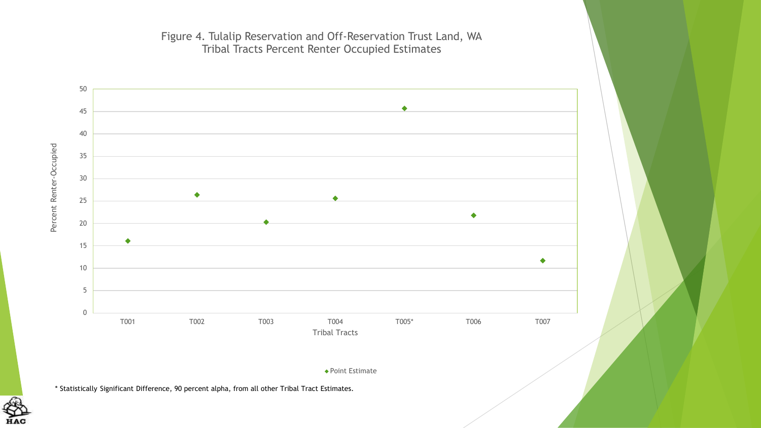Figure 4. Tulalip Reservation and Off-Reservation Trust Land, WA
Tribal Tracts Percent Renter Occupied Estimates

Percent Renter-Occupied

50
45
40
35
30
25
20
15
10
5
0

T001 T002 T003 T004 T005* T006 T007

Tribal Tracts

◆ Point Estimate

* Statistically Significant Difference, 90 percent alpha, from all other Tribal Tract Estimates.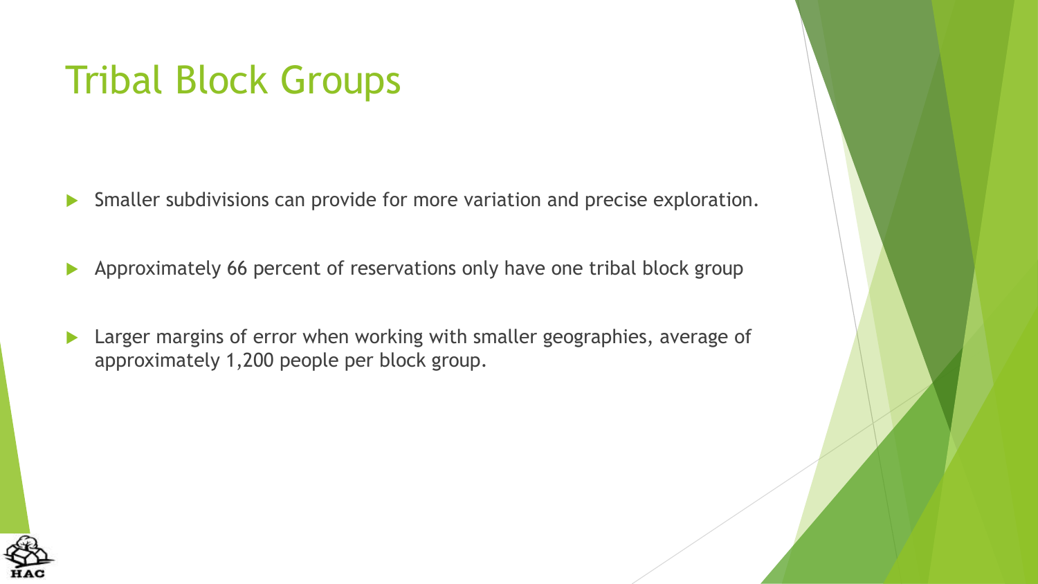# Tribal Block Groups

- Smaller subdivisions can provide for more variation and precise exploration.
- Approximately 66 percent of reservations only have one tribal block group
- Larger margins of error when working with smaller geographies, average of approximately 1,200 people per block group.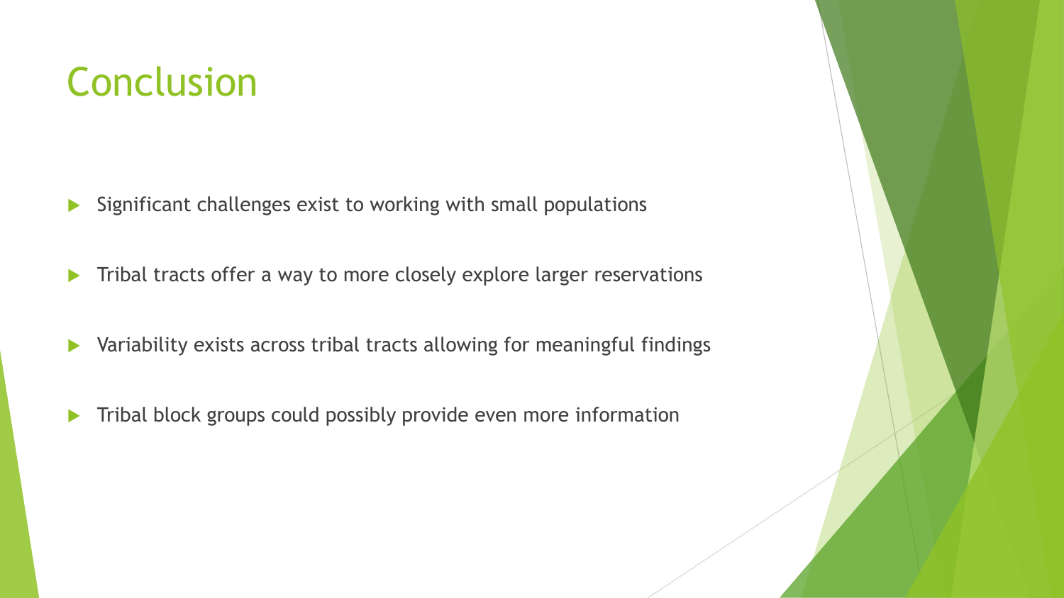# Conclusion

- Significant challenges exist to working with small populations
- Tribal tracts offer a way to more closely explore larger reservations
- Variability exists across tribal tracts allowing for meaningful findings
- Tribal block groups could possibly provide even more information